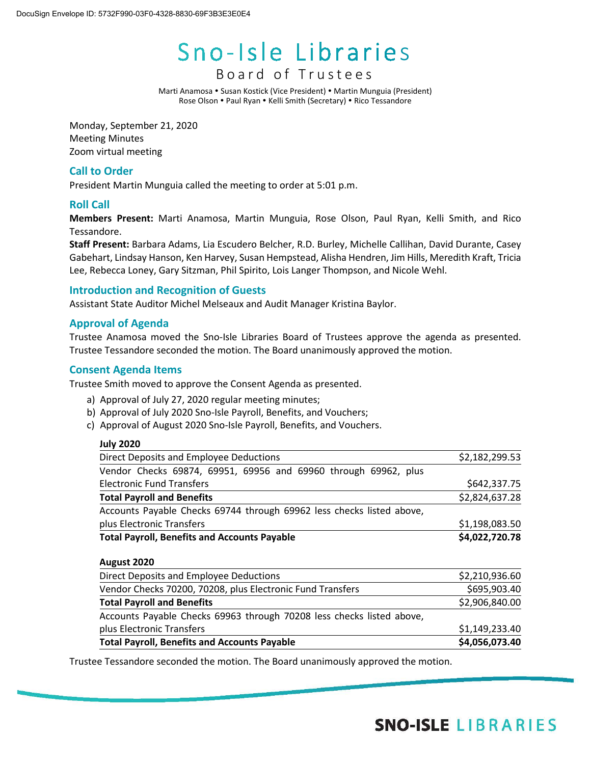# Sno-Isle Libraries

## Board of Trustees

Marti Anamosa • Susan Kostick (Vice President) • Martin Munguia (President)
Rose Olson • Paul Ryan • Kelli Smith (Secretary) • Rico Tessandore

Monday, September 21, 2020
Meeting Minutes
Zoom virtual meeting

### Call to Order

President Martin Munguia called the meeting to order at 5:01 p.m.

### Roll Call

**Members Present:** Marti Anamosa, Martin Munguia, Rose Olson, Paul Ryan, Kelli Smith, and Rico Tessandore.

**Staff Present:** Barbara Adams, Lia Escudero Belcher, R.D. Burley, Michelle Callihan, David Durante, Casey Gabehart, Lindsay Hanson, Ken Harvey, Susan Hempstead, Alisha Hendren, Jim Hills, Meredith Kraft, Tricia Lee, Rebecca Loney, Gary Sitzman, Phil Spirito, Lois Langer Thompson, and Nicole Wehl.

### Introduction and Recognition of Guests

Assistant State Auditor Michel Melseaux and Audit Manager Kristina Baylor.

### Approval of Agenda

Trustee Anamosa moved the Sno-Isle Libraries Board of Trustees approve the agenda as presented. Trustee Tessandore seconded the motion. The Board unanimously approved the motion.

### Consent Agenda Items

Trustee Smith moved to approve the Consent Agenda as presented.

a) Approval of July 27, 2020 regular meeting minutes;
b) Approval of July 2020 Sno-Isle Payroll, Benefits, and Vouchers;
c) Approval of August 2020 Sno-Isle Payroll, Benefits, and Vouchers.

| **July 2020** | |
|---|---|
| Direct Deposits and Employee Deductions | $2,182,299.53 |
| Vendor Checks 69874, 69951, 69956 and 69960 through 69962, plus Electronic Fund Transfers | $642,337.75 |
| **Total Payroll and Benefits** | $2,824,637.28 |
| Accounts Payable Checks 69744 through 69962 less checks listed above, plus Electronic Transfers | $1,198,083.50 |
| **Total Payroll, Benefits and Accounts Payable** | **$4,022,720.78** |

| **August 2020** | |
|---|---|
| Direct Deposits and Employee Deductions | $2,210,936.60 |
| Vendor Checks 70200, 70208, plus Electronic Fund Transfers | $695,903.40 |
| **Total Payroll and Benefits** | $2,906,840.00 |
| Accounts Payable Checks 69963 through 70208 less checks listed above, plus Electronic Transfers | $1,149,233.40 |
| **Total Payroll, Benefits and Accounts Payable** | **$4,056,073.40** |

Trustee Tessandore seconded the motion. The Board unanimously approved the motion.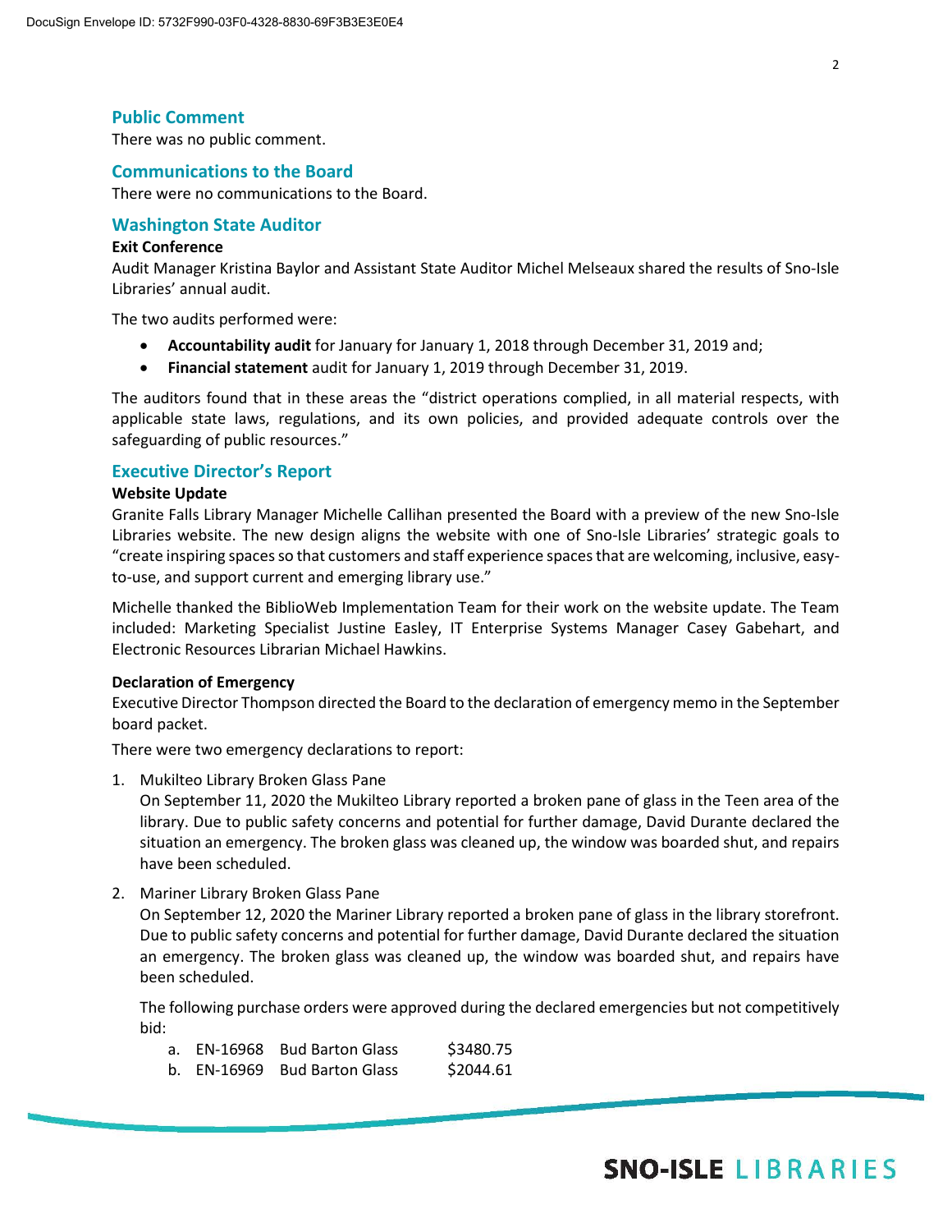## Public Comment

There was no public comment.

## Communications to the Board

There were no communications to the Board.

## Washington State Auditor

**Exit Conference**

Audit Manager Kristina Baylor and Assistant State Auditor Michel Melseaux shared the results of Sno-Isle Libraries' annual audit.

The two audits performed were:

- **Accountability audit** for January for January 1, 2018 through December 31, 2019 and;
- **Financial statement** audit for January 1, 2019 through December 31, 2019.

The auditors found that in these areas the "district operations complied, in all material respects, with applicable state laws, regulations, and its own policies, and provided adequate controls over the safeguarding of public resources."

## Executive Director's Report

**Website Update**

Granite Falls Library Manager Michelle Callihan presented the Board with a preview of the new Sno-Isle Libraries website. The new design aligns the website with one of Sno-Isle Libraries' strategic goals to "create inspiring spaces so that customers and staff experience spaces that are welcoming, inclusive, easy-to-use, and support current and emerging library use."

Michelle thanked the BiblioWeb Implementation Team for their work on the website update. The Team included: Marketing Specialist Justine Easley, IT Enterprise Systems Manager Casey Gabehart, and Electronic Resources Librarian Michael Hawkins.

**Declaration of Emergency**

Executive Director Thompson directed the Board to the declaration of emergency memo in the September board packet.

There were two emergency declarations to report:

1. Mukilteo Library Broken Glass Pane
   On September 11, 2020 the Mukilteo Library reported a broken pane of glass in the Teen area of the library. Due to public safety concerns and potential for further damage, David Durante declared the situation an emergency. The broken glass was cleaned up, the window was boarded shut, and repairs have been scheduled.

2. Mariner Library Broken Glass Pane
   On September 12, 2020 the Mariner Library reported a broken pane of glass in the library storefront. Due to public safety concerns and potential for further damage, David Durante declared the situation an emergency. The broken glass was cleaned up, the window was boarded shut, and repairs have been scheduled.

   The following purchase orders were approved during the declared emergencies but not competitively bid:

   a. EN-16968 Bud Barton Glass $3480.75
   b. EN-16969 Bud Barton Glass $2044.61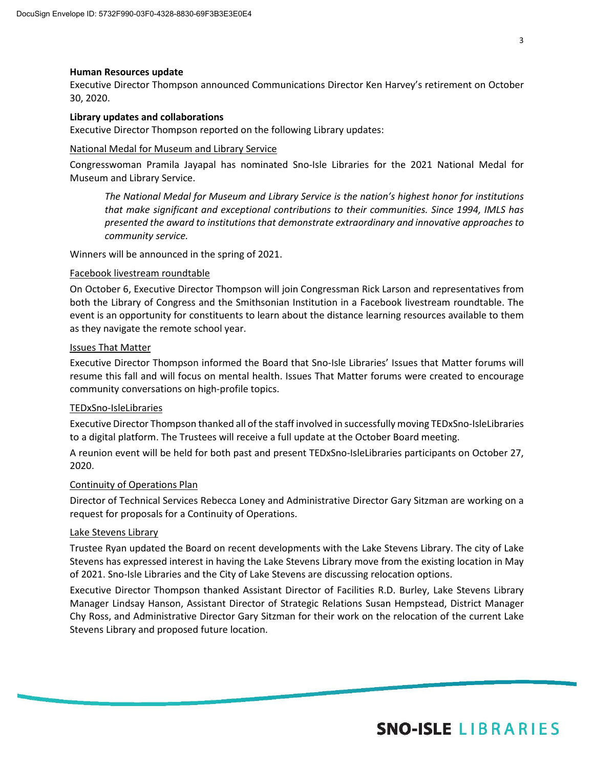**Human Resources update**

Executive Director Thompson announced Communications Director Ken Harvey's retirement on October 30, 2020.

**Library updates and collaborations**

Executive Director Thompson reported on the following Library updates:

<u>National Medal for Museum and Library Service</u>

Congresswoman Pramila Jayapal has nominated Sno-Isle Libraries for the 2021 National Medal for Museum and Library Service.

> *The National Medal for Museum and Library Service is the nation's highest honor for institutions that make significant and exceptional contributions to their communities. Since 1994, IMLS has presented the award to institutions that demonstrate extraordinary and innovative approaches to community service.*

Winners will be announced in the spring of 2021.

<u>Facebook livestream roundtable</u>

On October 6, Executive Director Thompson will join Congressman Rick Larson and representatives from both the Library of Congress and the Smithsonian Institution in a Facebook livestream roundtable. The event is an opportunity for constituents to learn about the distance learning resources available to them as they navigate the remote school year.

<u>Issues That Matter</u>

Executive Director Thompson informed the Board that Sno-Isle Libraries' Issues that Matter forums will resume this fall and will focus on mental health. Issues That Matter forums were created to encourage community conversations on high-profile topics.

<u>TEDxSno-IsleLibraries</u>

Executive Director Thompson thanked all of the staff involved in successfully moving TEDxSno-IsleLibraries to a digital platform. The Trustees will receive a full update at the October Board meeting.

A reunion event will be held for both past and present TEDxSno-IsleLibraries participants on October 27, 2020.

<u>Continuity of Operations Plan</u>

Director of Technical Services Rebecca Loney and Administrative Director Gary Sitzman are working on a request for proposals for a Continuity of Operations.

<u>Lake Stevens Library</u>

Trustee Ryan updated the Board on recent developments with the Lake Stevens Library. The city of Lake Stevens has expressed interest in having the Lake Stevens Library move from the existing location in May of 2021. Sno-Isle Libraries and the City of Lake Stevens are discussing relocation options.

Executive Director Thompson thanked Assistant Director of Facilities R.D. Burley, Lake Stevens Library Manager Lindsay Hanson, Assistant Director of Strategic Relations Susan Hempstead, District Manager Chy Ross, and Administrative Director Gary Sitzman for their work on the relocation of the current Lake Stevens Library and proposed future location.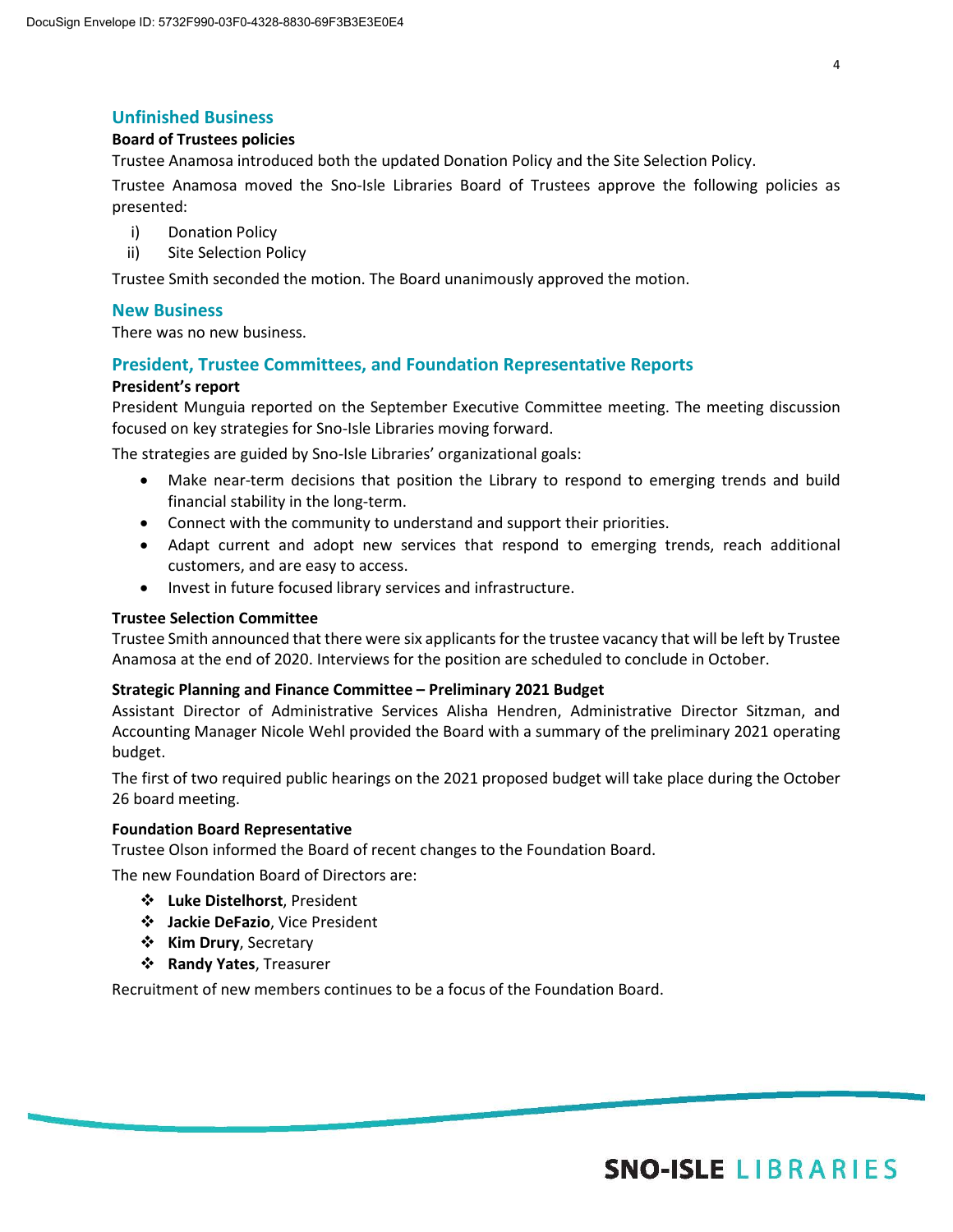## Unfinished Business

### Board of Trustees policies

Trustee Anamosa introduced both the updated Donation Policy and the Site Selection Policy.

Trustee Anamosa moved the Sno-Isle Libraries Board of Trustees approve the following policies as presented:

i) Donation Policy
ii) Site Selection Policy

Trustee Smith seconded the motion. The Board unanimously approved the motion.

## New Business

There was no new business.

## President, Trustee Committees, and Foundation Representative Reports

### President's report

President Munguia reported on the September Executive Committee meeting. The meeting discussion focused on key strategies for Sno-Isle Libraries moving forward.

The strategies are guided by Sno-Isle Libraries' organizational goals:

- Make near-term decisions that position the Library to respond to emerging trends and build financial stability in the long-term.
- Connect with the community to understand and support their priorities.
- Adapt current and adopt new services that respond to emerging trends, reach additional customers, and are easy to access.
- Invest in future focused library services and infrastructure.

### Trustee Selection Committee

Trustee Smith announced that there were six applicants for the trustee vacancy that will be left by Trustee Anamosa at the end of 2020. Interviews for the position are scheduled to conclude in October.

### Strategic Planning and Finance Committee – Preliminary 2021 Budget

Assistant Director of Administrative Services Alisha Hendren, Administrative Director Sitzman, and Accounting Manager Nicole Wehl provided the Board with a summary of the preliminary 2021 operating budget.

The first of two required public hearings on the 2021 proposed budget will take place during the October 26 board meeting.

### Foundation Board Representative

Trustee Olson informed the Board of recent changes to the Foundation Board.

The new Foundation Board of Directors are:

- **Luke Distelhorst**, President
- **Jackie DeFazio**, Vice President
- **Kim Drury**, Secretary
- **Randy Yates**, Treasurer

Recruitment of new members continues to be a focus of the Foundation Board.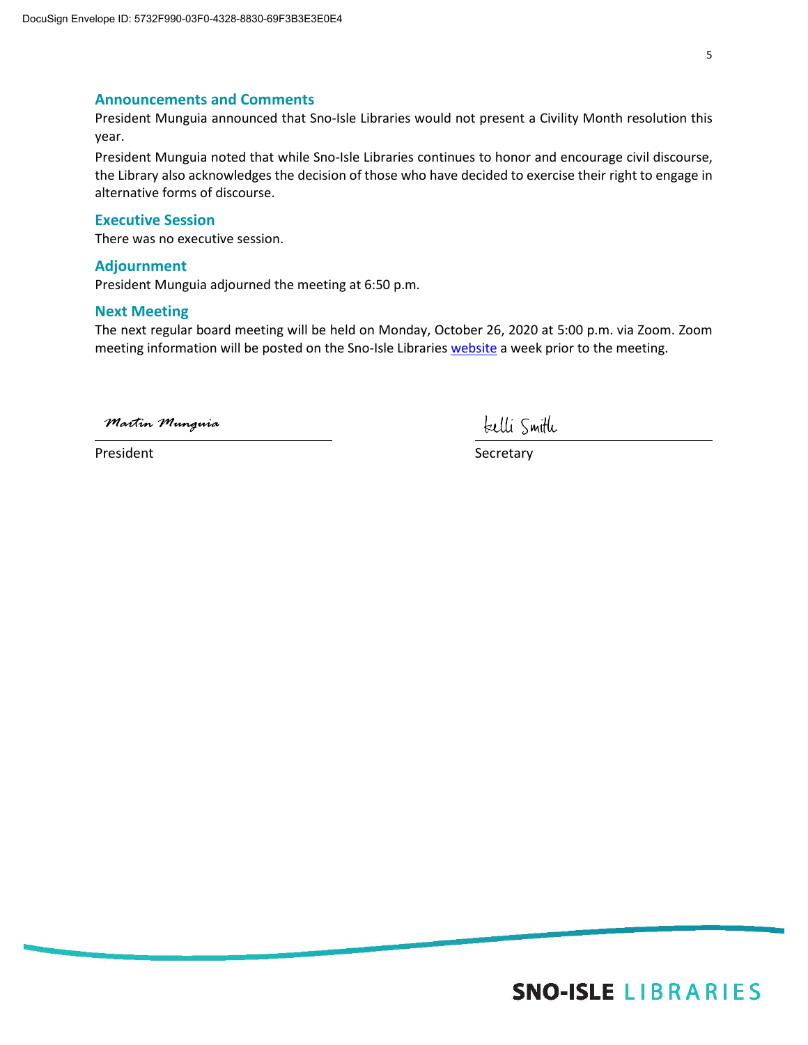## Announcements and Comments

President Munguia announced that Sno-Isle Libraries would not present a Civility Month resolution this year.

President Munguia noted that while Sno-Isle Libraries continues to honor and encourage civil discourse, the Library also acknowledges the decision of those who have decided to exercise their right to engage in alternative forms of discourse.

## Executive Session

There was no executive session.

## Adjournment

President Munguia adjourned the meeting at 6:50 p.m.

## Next Meeting

The next regular board meeting will be held on Monday, October 26, 2020 at 5:00 p.m. via Zoom. Zoom meeting information will be posted on the Sno-Isle Libraries website a week prior to the meeting.

Martin Munguia
_______________________
President

Kelli Smith
_______________________
Secretary